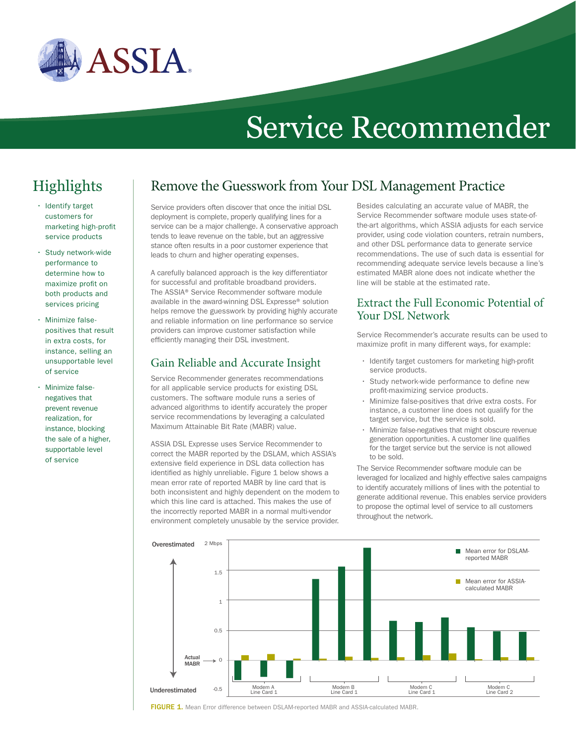# Service Recommender

## Highlights

- Identify target customers for marketing high-profit service products
- Study network-wide performance to determine how to maximize profit on both products and services pricing
- Minimize false-positives that result in extra costs, for instance, selling an unsupportable level of service
- Minimize false-negatives that prevent revenue realization, for instance, blocking the sale of a higher, supportable level of service

## Remove the Guesswork from Your DSL Management Practice

Service providers often discover that once the initial DSL deployment is complete, properly qualifying lines for a service can be a major challenge. A conservative approach tends to leave revenue on the table, but an aggressive stance often results in a poor customer experience that leads to churn and higher operating expenses.

A carefully balanced approach is the key differentiator for successful and profitable broadband providers. The ASSIA® Service Recommender software module available in the award-winning DSL Expresse® solution helps remove the guesswork by providing highly accurate and reliable information on line performance so service providers can improve customer satisfaction while efficiently managing their DSL investment.

### Gain Reliable and Accurate Insight

Service Recommender generates recommendations for all applicable service products for existing DSL customers. The software module runs a series of advanced algorithms to identify accurately the proper service recommendations by leveraging a calculated Maximum Attainable Bit Rate (MABR) value.

ASSIA DSL Expresse uses Service Recommender to correct the MABR reported by the DSLAM, which ASSIA's extensive field experience in DSL data collection has identified as highly unreliable. Figure 1 below shows a mean error rate of reported MABR by line card that is both inconsistent and highly dependent on the modem to which this line card is attached. This makes the use of the incorrectly reported MABR in a normal multi-vendor environment completely unusable by the service provider.

Besides calculating an accurate value of MABR, the Service Recommender software module uses state-of-the-art algorithms, which ASSIA adjusts for each service provider, using code violation counters, retrain numbers, and other DSL performance data to generate service recommendations. The use of such data is essential for recommending adequate service levels because a line's estimated MABR alone does not indicate whether the line will be stable at the estimated rate.

### Extract the Full Economic Potential of Your DSL Network

Service Recommender's accurate results can be used to maximize profit in many different ways, for example:

- Identify target customers for marketing high-profit service products.
- Study network-wide performance to define new profit-maximizing service products.
- Minimize false-positives that drive extra costs. For instance, a customer line does not qualify for the target service, but the service is sold.
- Minimize false-negatives that might obscure revenue generation opportunities. A customer line qualifies for the target service but the service is not allowed to be sold.

The Service Recommender software module can be leveraged for localized and highly effective sales campaigns to identify accurately millions of lines with the potential to generate additional revenue. This enables service providers to propose the optimal level of service to all customers throughout the network.

**FIGURE 1.** Mean Error difference between DSLAM-reported MABR and ASSIA-calculated MABR.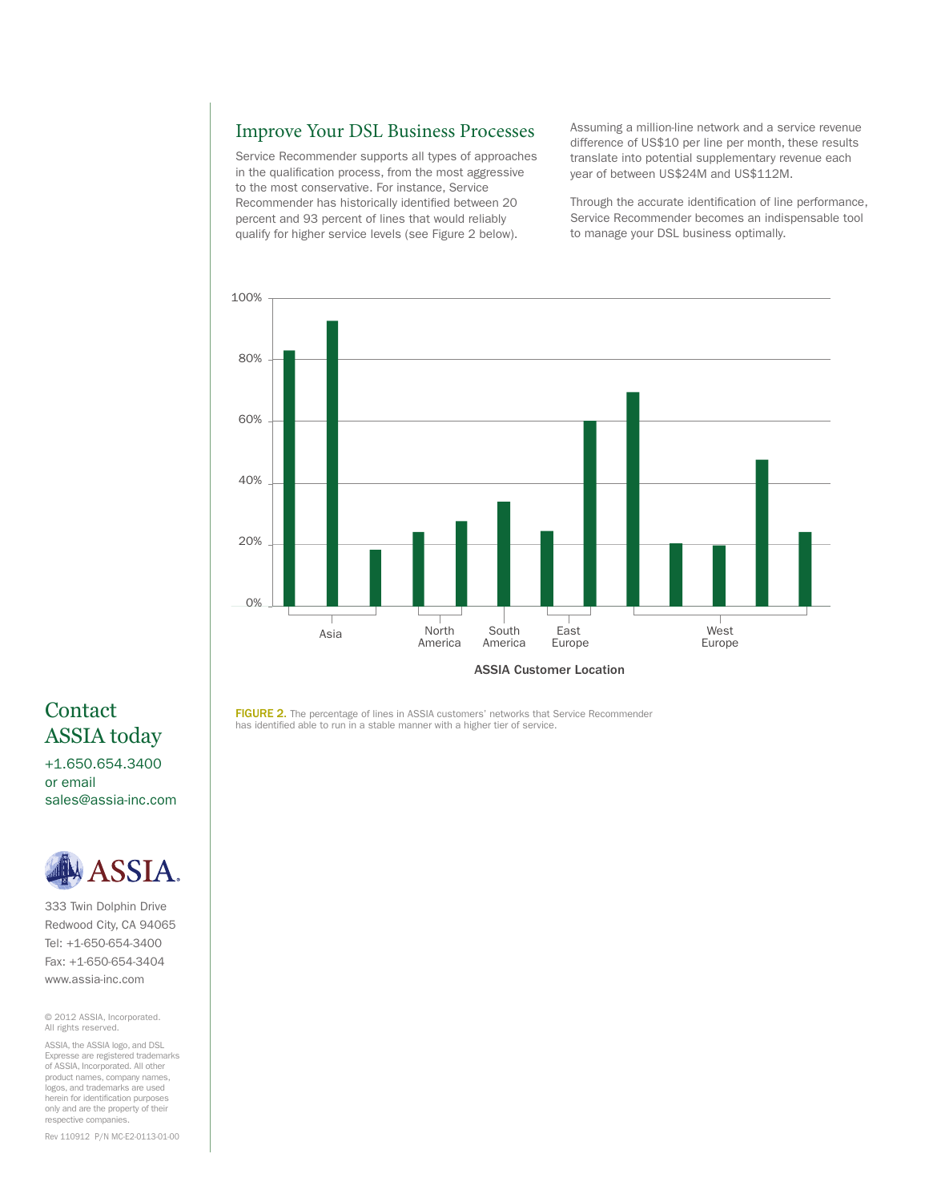## Improve Your DSL Business Processes

Service Recommender supports all types of approaches in the qualification process, from the most aggressive to the most conservative. For instance, Service Recommender has historically identified between 20 percent and 93 percent of lines that would reliably qualify for higher service levels (see Figure 2 below).

Assuming a million-line network and a service revenue difference of US$10 per line per month, these results translate into potential supplementary revenue each year of between US$24M and US$112M.

Through the accurate identification of line performance, Service Recommender becomes an indispensable tool to manage your DSL business optimally.

100%
80%
60%
40%
20%
0%

Asia
North America
South America
East Europe
West Europe

ASSIA Customer Location

**FIGURE 2.** The percentage of lines in ASSIA customers' networks that Service Recommender has identified able to run in a stable manner with a higher tier of service.

## Contact ASSIA today

+1.650.654.3400
or email
sales@assia-inc.com

ASSIA.

333 Twin Dolphin Drive
Redwood City, CA 94065
Tel: +1-650-654-3400
Fax: +1-650-654-3404
www.assia-inc.com

© 2012 ASSIA, Incorporated. All rights reserved.

ASSIA, the ASSIA logo, and DSL Expresse are registered trademarks of ASSIA, Incorporated. All other product names, company names, logos, and trademarks are used herein for identification purposes only and are the property of their respective companies.

Rev 110912 P/N MC-E2-0113-01-00